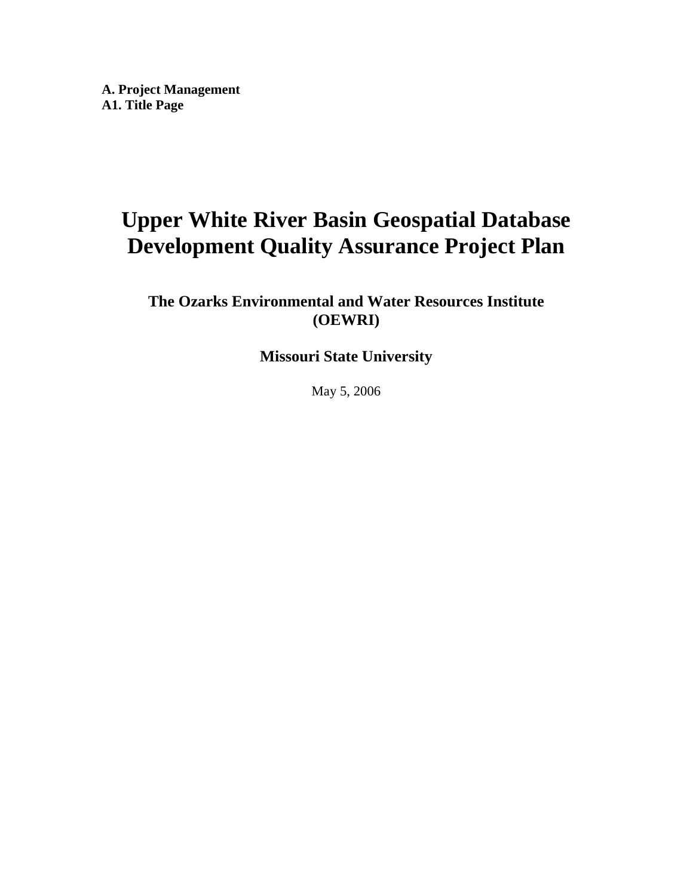**A. Project Management**
**A1. Title Page**

# Upper White River Basin Geospatial Database Development Quality Assurance Project Plan

## The Ozarks Environmental and Water Resources Institute (OEWRI)

## Missouri State University

May 5, 2006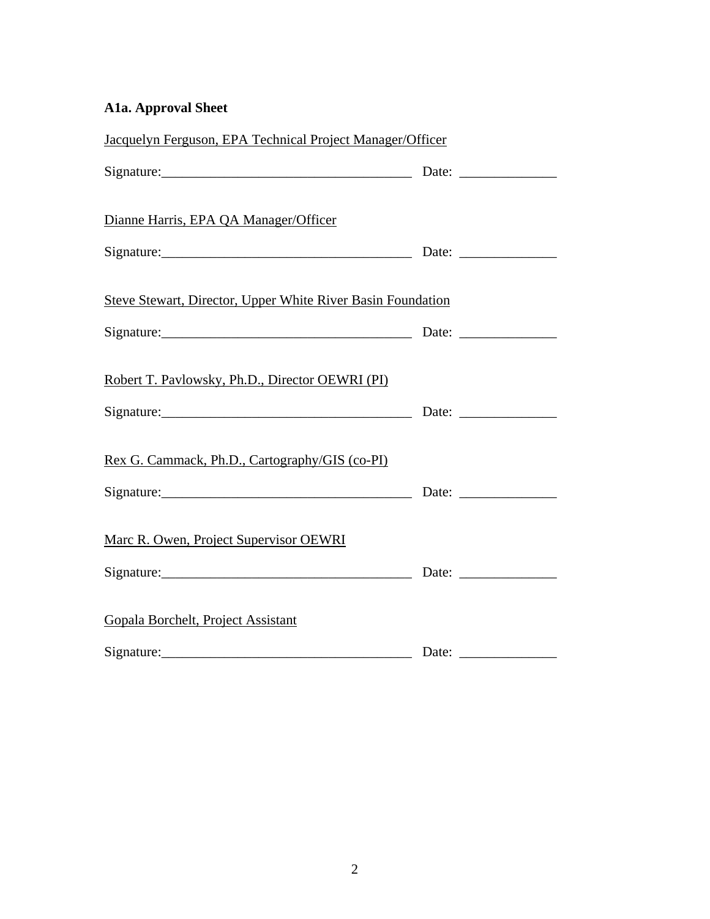**A1a. Approval Sheet**

Jacquelyn Ferguson, EPA Technical Project Manager/Officer

Signature:____________________________________ Date: ______________

Dianne Harris, EPA QA Manager/Officer

Signature:____________________________________ Date: ______________

Steve Stewart, Director, Upper White River Basin Foundation

Signature:____________________________________ Date: ______________

Robert T. Pavlowsky, Ph.D., Director OEWRI (PI)

Signature:____________________________________ Date: ______________

Rex G. Cammack, Ph.D., Cartography/GIS (co-PI)

Signature:____________________________________ Date: ______________

Marc R. Owen, Project Supervisor OEWRI

Signature:____________________________________ Date: ______________

Gopala Borchelt, Project Assistant

Signature:____________________________________ Date: ______________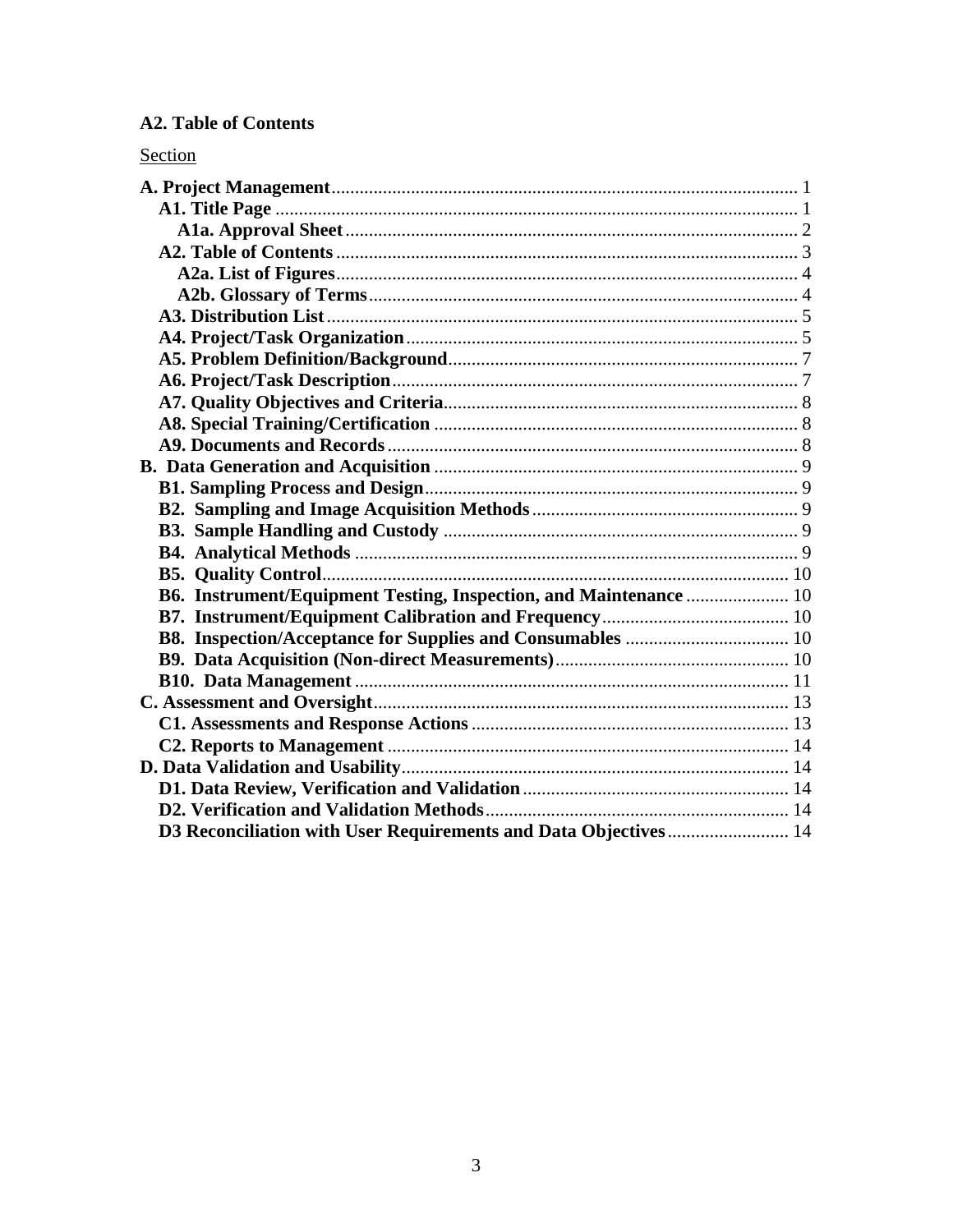## A2. Table of Contents

Section

| Section | Page |
|---|---|
| **A. Project Management** | 1 |
| **A1. Title Page** | 1 |
| **A1a. Approval Sheet** | 2 |
| **A2. Table of Contents** | 3 |
| **A2a. List of Figures** | 4 |
| **A2b. Glossary of Terms** | 4 |
| **A3. Distribution List** | 5 |
| **A4. Project/Task Organization** | 5 |
| **A5. Problem Definition/Background** | 7 |
| **A6. Project/Task Description** | 7 |
| **A7. Quality Objectives and Criteria** | 8 |
| **A8. Special Training/Certification** | 8 |
| **A9. Documents and Records** | 8 |
| **B. Data Generation and Acquisition** | 9 |
| **B1. Sampling Process and Design** | 9 |
| **B2. Sampling and Image Acquisition Methods** | 9 |
| **B3. Sample Handling and Custody** | 9 |
| **B4. Analytical Methods** | 9 |
| **B5. Quality Control** | 10 |
| **B6. Instrument/Equipment Testing, Inspection, and Maintenance** | 10 |
| **B7. Instrument/Equipment Calibration and Frequency** | 10 |
| **B8. Inspection/Acceptance for Supplies and Consumables** | 10 |
| **B9. Data Acquisition (Non-direct Measurements)** | 10 |
| **B10. Data Management** | 11 |
| **C. Assessment and Oversight** | 13 |
| **C1. Assessments and Response Actions** | 13 |
| **C2. Reports to Management** | 14 |
| **D. Data Validation and Usability** | 14 |
| **D1. Data Review, Verification and Validation** | 14 |
| **D2. Verification and Validation Methods** | 14 |
| **D3 Reconciliation with User Requirements and Data Objectives** | 14 |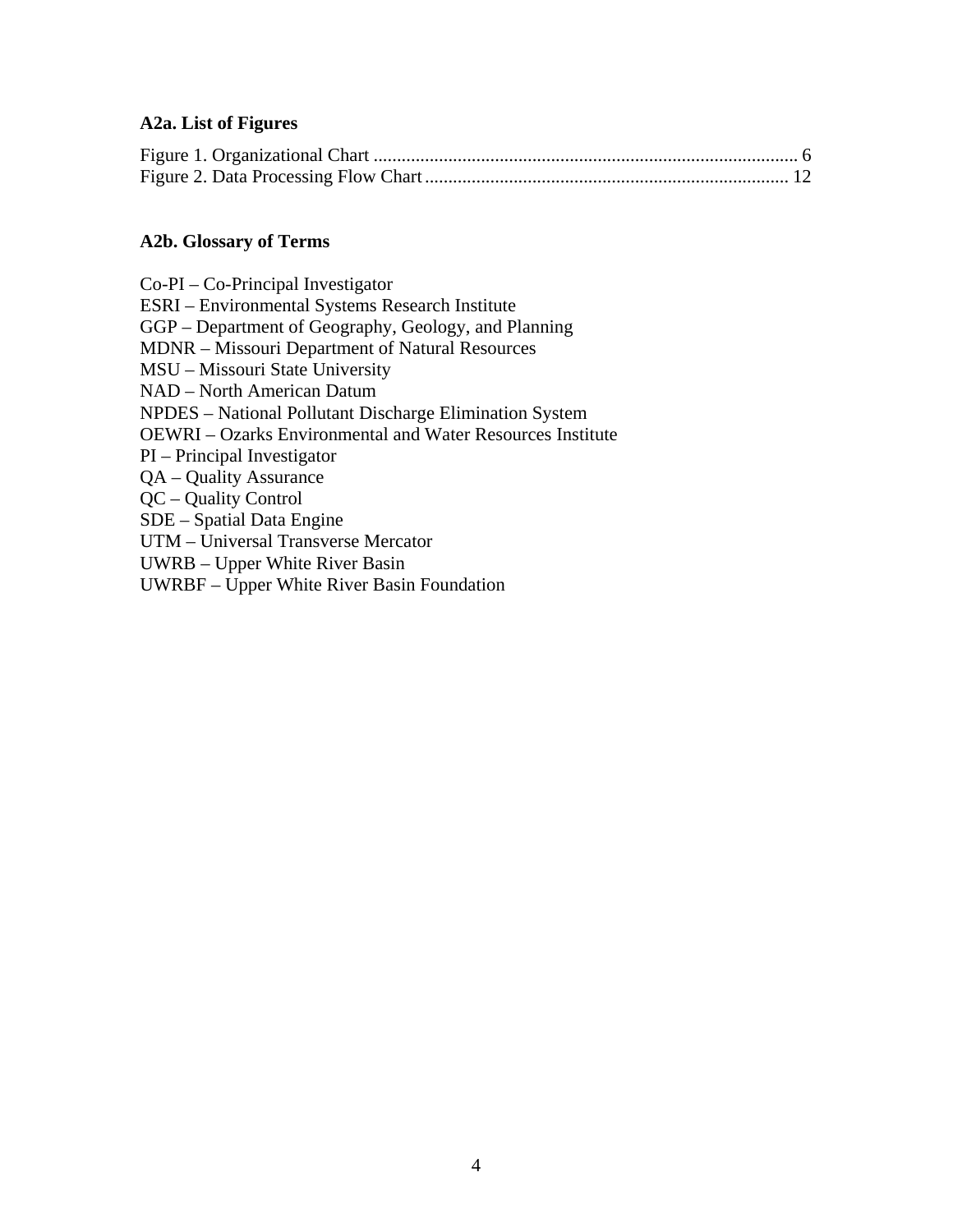### A2a. List of Figures

Figure 1. Organizational Chart ........................................................................................... 6
Figure 2. Data Processing Flow Chart ............................................................................. 12

### A2b. Glossary of Terms

Co-PI – Co-Principal Investigator
ESRI – Environmental Systems Research Institute
GGP – Department of Geography, Geology, and Planning
MDNR – Missouri Department of Natural Resources
MSU – Missouri State University
NAD – North American Datum
NPDES – National Pollutant Discharge Elimination System
OEWRI – Ozarks Environmental and Water Resources Institute
PI – Principal Investigator
QA – Quality Assurance
QC – Quality Control
SDE – Spatial Data Engine
UTM – Universal Transverse Mercator
UWRB – Upper White River Basin
UWRBF – Upper White River Basin Foundation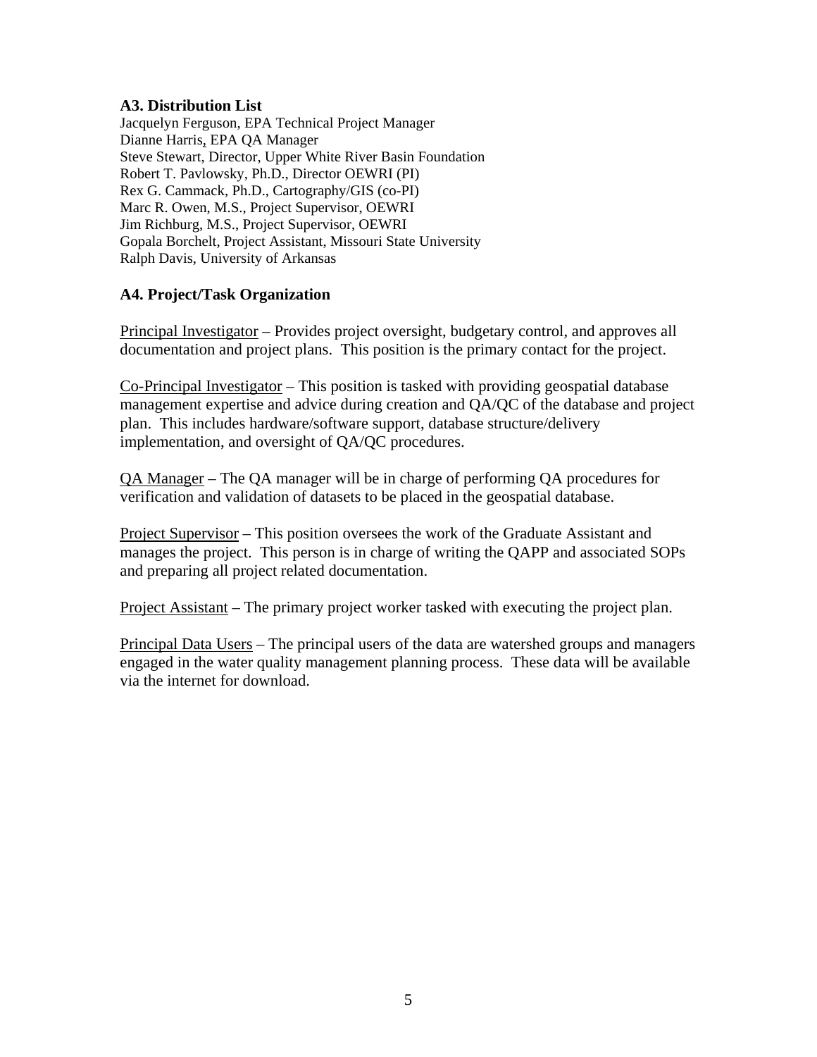### A3. Distribution List

Jacquelyn Ferguson, EPA Technical Project Manager
Dianne Harris, EPA QA Manager
Steve Stewart, Director, Upper White River Basin Foundation
Robert T. Pavlowsky, Ph.D., Director OEWRI (PI)
Rex G. Cammack, Ph.D., Cartography/GIS (co-PI)
Marc R. Owen, M.S., Project Supervisor, OEWRI
Jim Richburg, M.S., Project Supervisor, OEWRI
Gopala Borchelt, Project Assistant, Missouri State University
Ralph Davis, University of Arkansas

### A4. Project/Task Organization

Principal Investigator – Provides project oversight, budgetary control, and approves all documentation and project plans. This position is the primary contact for the project.

Co-Principal Investigator – This position is tasked with providing geospatial database management expertise and advice during creation and QA/QC of the database and project plan. This includes hardware/software support, database structure/delivery implementation, and oversight of QA/QC procedures.

QA Manager – The QA manager will be in charge of performing QA procedures for verification and validation of datasets to be placed in the geospatial database.

Project Supervisor – This position oversees the work of the Graduate Assistant and manages the project. This person is in charge of writing the QAPP and associated SOPs and preparing all project related documentation.

Project Assistant – The primary project worker tasked with executing the project plan.

Principal Data Users – The principal users of the data are watershed groups and managers engaged in the water quality management planning process. These data will be available via the internet for download.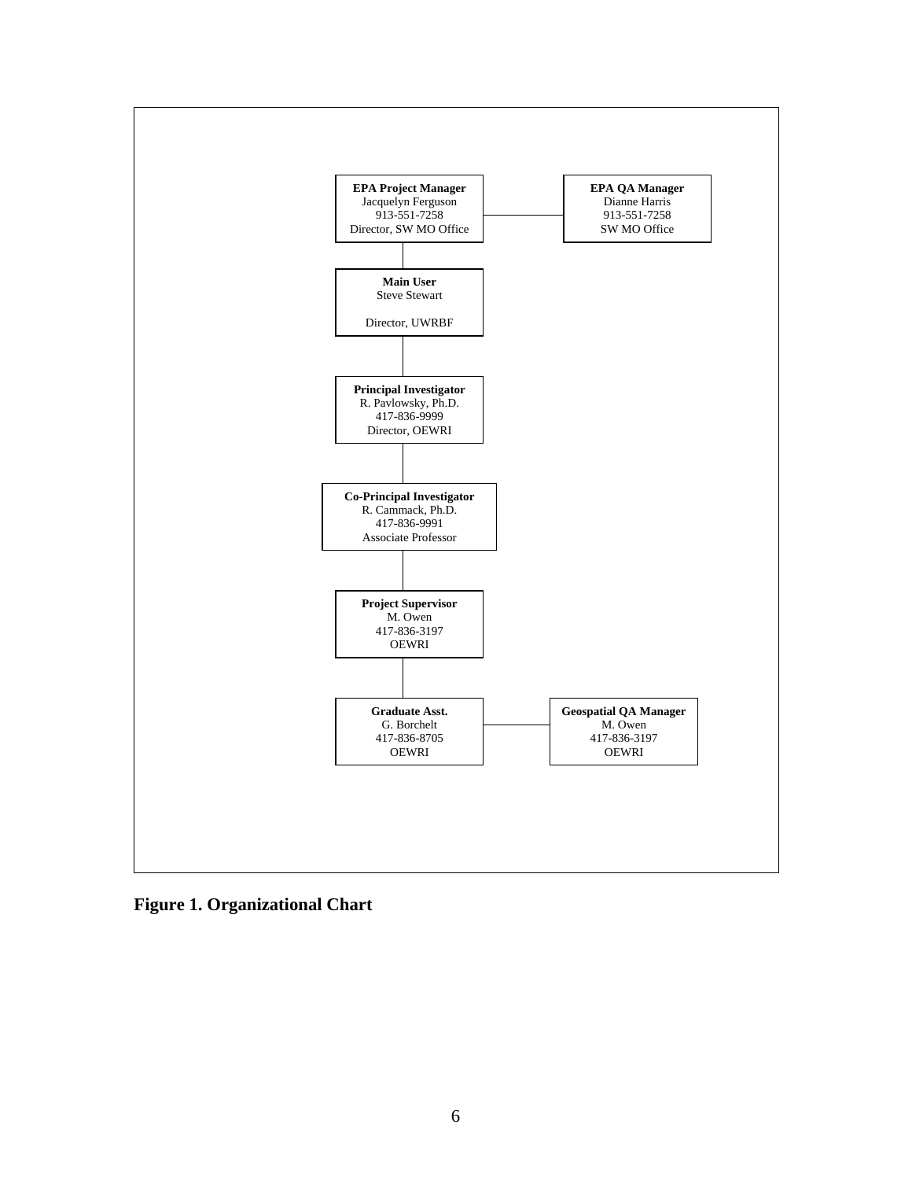**EPA Project Manager**
Jacquelyn Ferguson
913-551-7258
Director, SW MO Office

**EPA QA Manager**
Dianne Harris
913-551-7258
SW MO Office

**Main User**
Steve Stewart

Director, UWRBF

**Principal Investigator**
R. Pavlowsky, Ph.D.
417-836-9999
Director, OEWRI

**Co-Principal Investigator**
R. Cammack, Ph.D.
417-836-9991
Associate Professor

**Project Supervisor**
M. Owen
417-836-3197
OEWRI

**Graduate Asst.**
G. Borchelt
417-836-8705
OEWRI

**Geospatial QA Manager**
M. Owen
417-836-3197
OEWRI

**Figure 1. Organizational Chart**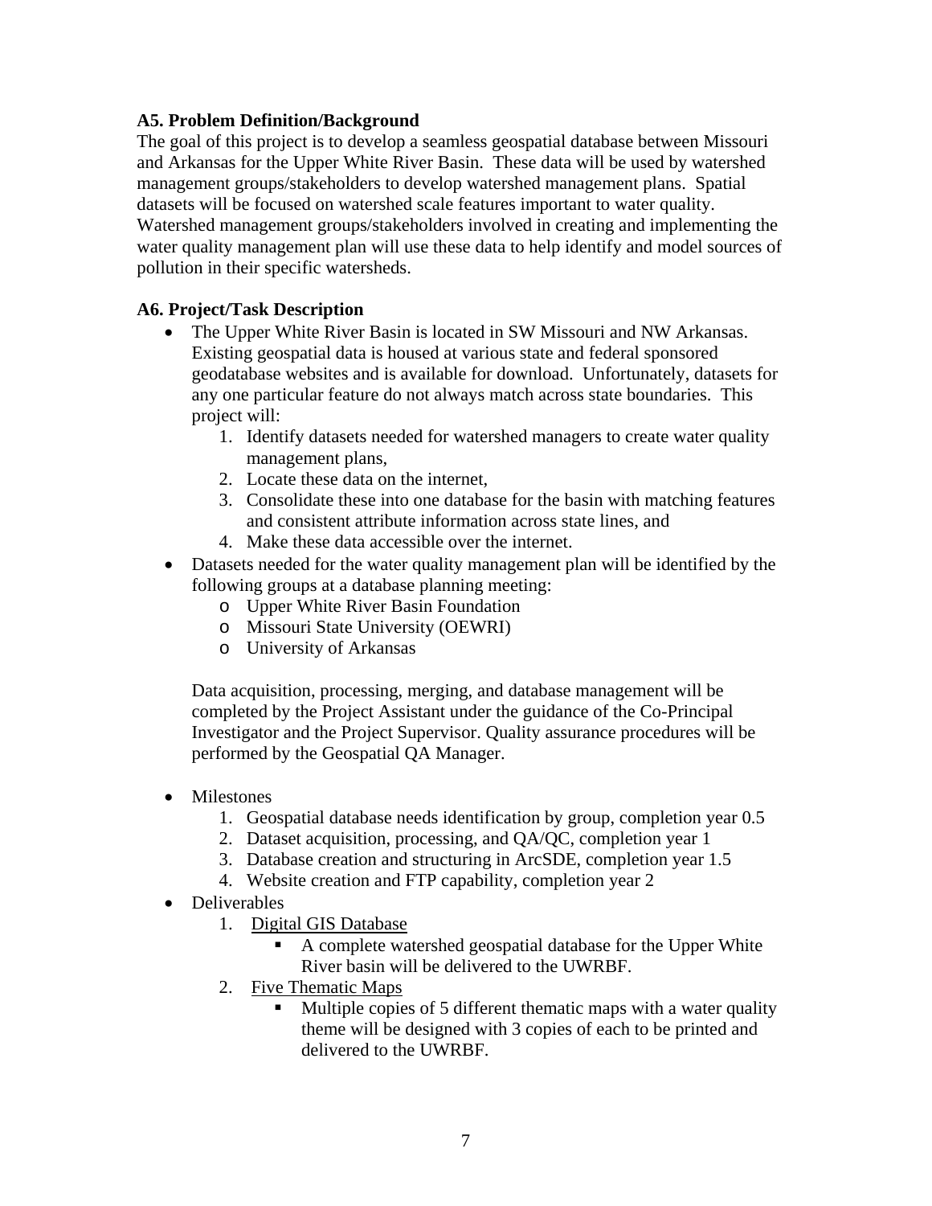### A5. Problem Definition/Background

The goal of this project is to develop a seamless geospatial database between Missouri and Arkansas for the Upper White River Basin. These data will be used by watershed management groups/stakeholders to develop watershed management plans. Spatial datasets will be focused on watershed scale features important to water quality. Watershed management groups/stakeholders involved in creating and implementing the water quality management plan will use these data to help identify and model sources of pollution in their specific watersheds.

### A6. Project/Task Description

- The Upper White River Basin is located in SW Missouri and NW Arkansas. Existing geospatial data is housed at various state and federal sponsored geodatabase websites and is available for download. Unfortunately, datasets for any one particular feature do not always match across state boundaries. This project will:
    1. Identify datasets needed for watershed managers to create water quality management plans,
    2. Locate these data on the internet,
    3. Consolidate these into one database for the basin with matching features and consistent attribute information across state lines, and
    4. Make these data accessible over the internet.
- Datasets needed for the water quality management plan will be identified by the following groups at a database planning meeting:
    - Upper White River Basin Foundation
    - Missouri State University (OEWRI)
    - University of Arkansas

  Data acquisition, processing, merging, and database management will be completed by the Project Assistant under the guidance of the Co-Principal Investigator and the Project Supervisor. Quality assurance procedures will be performed by the Geospatial QA Manager.

- Milestones
    1. Geospatial database needs identification by group, completion year 0.5
    2. Dataset acquisition, processing, and QA/QC, completion year 1
    3. Database creation and structuring in ArcSDE, completion year 1.5
    4. Website creation and FTP capability, completion year 2
- Deliverables
    1. <u>Digital GIS Database</u>
        - A complete watershed geospatial database for the Upper White River basin will be delivered to the UWRBF.
    2. <u>Five Thematic Maps</u>
        - Multiple copies of 5 different thematic maps with a water quality theme will be designed with 3 copies of each to be printed and delivered to the UWRBF.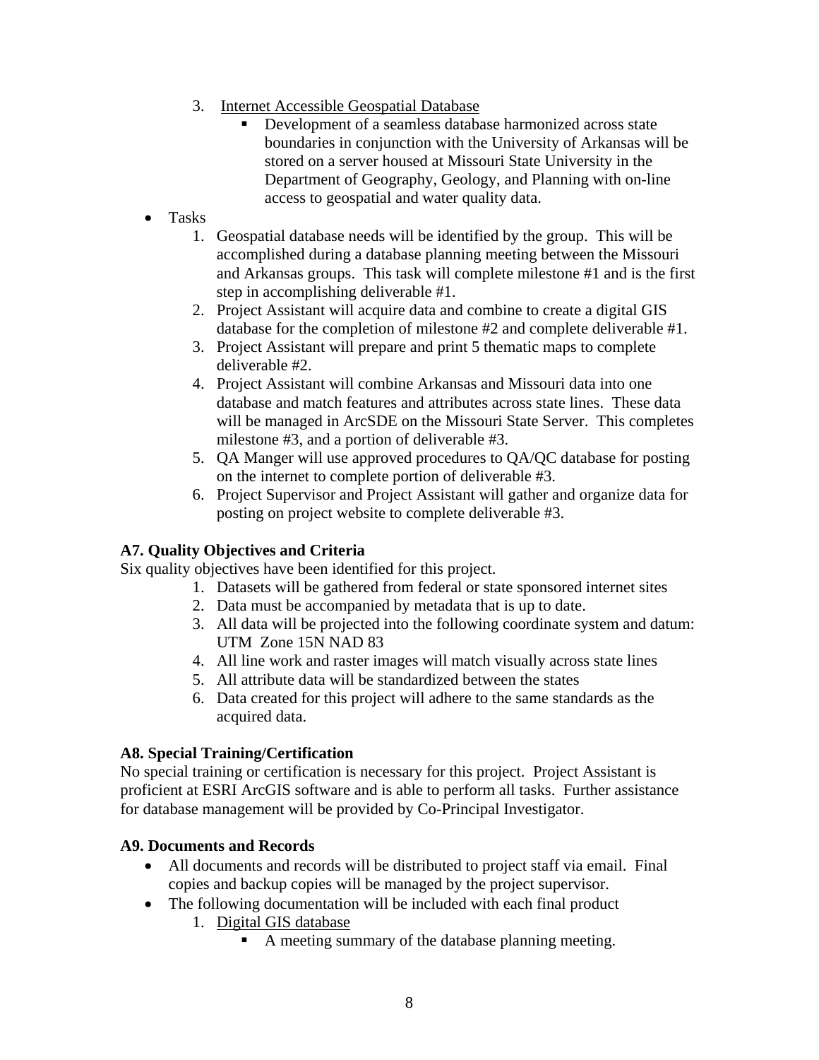3. <u>Internet Accessible Geospatial Database</u>
   - Development of a seamless database harmonized across state boundaries in conjunction with the University of Arkansas will be stored on a server housed at Missouri State University in the Department of Geography, Geology, and Planning with on-line access to geospatial and water quality data.

- Tasks
  1. Geospatial database needs will be identified by the group. This will be accomplished during a database planning meeting between the Missouri and Arkansas groups. This task will complete milestone #1 and is the first step in accomplishing deliverable #1.
  2. Project Assistant will acquire data and combine to create a digital GIS database for the completion of milestone #2 and complete deliverable #1.
  3. Project Assistant will prepare and print 5 thematic maps to complete deliverable #2.
  4. Project Assistant will combine Arkansas and Missouri data into one database and match features and attributes across state lines. These data will be managed in ArcSDE on the Missouri State Server. This completes milestone #3, and a portion of deliverable #3.
  5. QA Manger will use approved procedures to QA/QC database for posting on the internet to complete portion of deliverable #3.
  6. Project Supervisor and Project Assistant will gather and organize data for posting on project website to complete deliverable #3.

### A7. Quality Objectives and Criteria

Six quality objectives have been identified for this project.

1. Datasets will be gathered from federal or state sponsored internet sites
2. Data must be accompanied by metadata that is up to date.
3. All data will be projected into the following coordinate system and datum: UTM Zone 15N NAD 83
4. All line work and raster images will match visually across state lines
5. All attribute data will be standardized between the states
6. Data created for this project will adhere to the same standards as the acquired data.

### A8. Special Training/Certification

No special training or certification is necessary for this project. Project Assistant is proficient at ESRI ArcGIS software and is able to perform all tasks. Further assistance for database management will be provided by Co-Principal Investigator.

### A9. Documents and Records

- All documents and records will be distributed to project staff via email. Final copies and backup copies will be managed by the project supervisor.
- The following documentation will be included with each final product
  1. <u>Digital GIS database</u>
     - A meeting summary of the database planning meeting.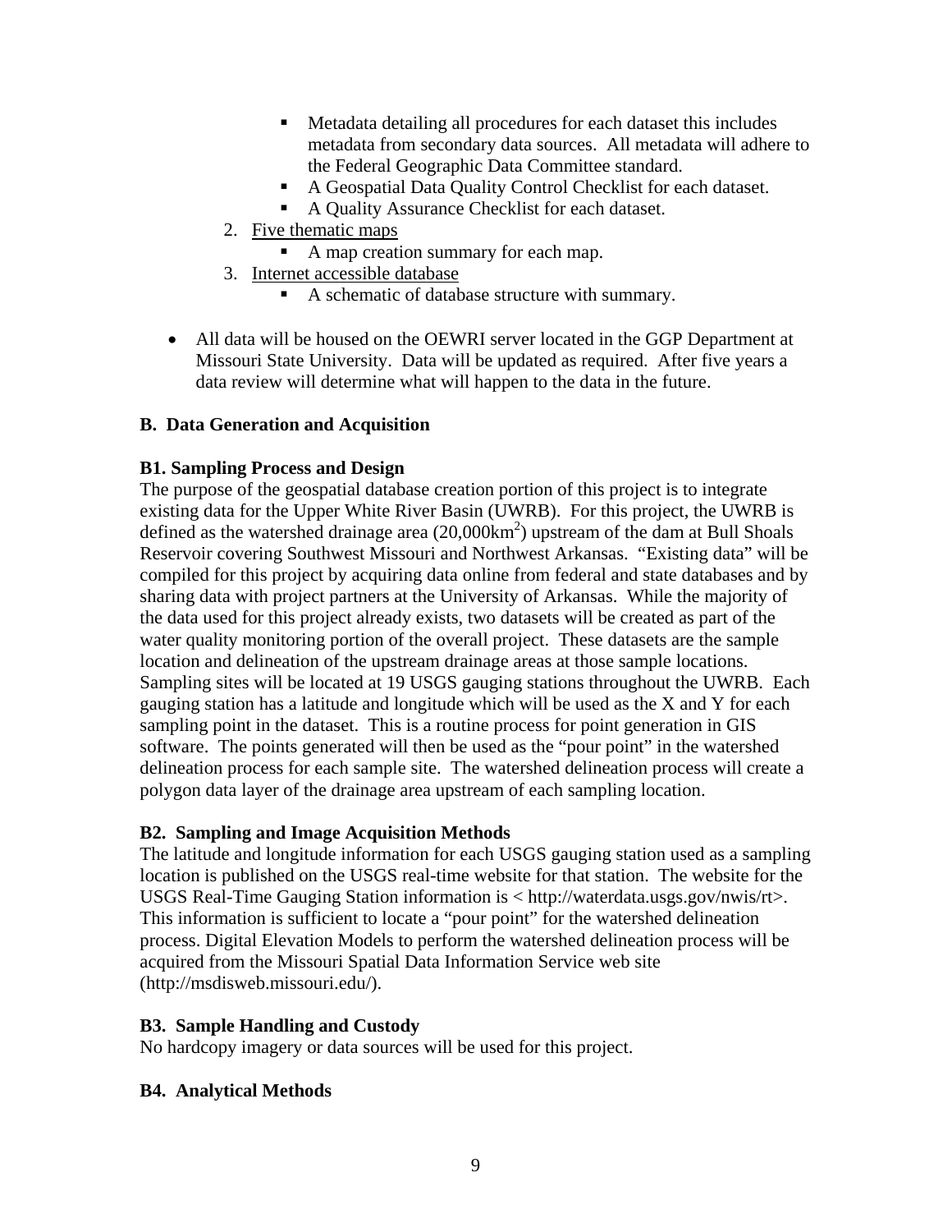- Metadata detailing all procedures for each dataset this includes metadata from secondary data sources. All metadata will adhere to the Federal Geographic Data Committee standard.
  - A Geospatial Data Quality Control Checklist for each dataset.
  - A Quality Assurance Checklist for each dataset.
2. <u>Five thematic maps</u>
  - A map creation summary for each map.
3. <u>Internet accessible database</u>
  - A schematic of database structure with summary.

- All data will be housed on the OEWRI server located in the GGP Department at Missouri State University. Data will be updated as required. After five years a data review will determine what will happen to the data in the future.

**B. Data Generation and Acquisition**

**B1. Sampling Process and Design**

The purpose of the geospatial database creation portion of this project is to integrate existing data for the Upper White River Basin (UWRB). For this project, the UWRB is defined as the watershed drainage area ($20{,}000 km^2$) upstream of the dam at Bull Shoals Reservoir covering Southwest Missouri and Northwest Arkansas. "Existing data" will be compiled for this project by acquiring data online from federal and state databases and by sharing data with project partners at the University of Arkansas. While the majority of the data used for this project already exists, two datasets will be created as part of the water quality monitoring portion of the overall project. These datasets are the sample location and delineation of the upstream drainage areas at those sample locations. Sampling sites will be located at 19 USGS gauging stations throughout the UWRB. Each gauging station has a latitude and longitude which will be used as the X and Y for each sampling point in the dataset. This is a routine process for point generation in GIS software. The points generated will then be used as the "pour point" in the watershed delineation process for each sample site. The watershed delineation process will create a polygon data layer of the drainage area upstream of each sampling location.

**B2. Sampling and Image Acquisition Methods**

The latitude and longitude information for each USGS gauging station used as a sampling location is published on the USGS real-time website for that station. The website for the USGS Real-Time Gauging Station information is < http://waterdata.usgs.gov/nwis/rt>. This information is sufficient to locate a "pour point" for the watershed delineation process. Digital Elevation Models to perform the watershed delineation process will be acquired from the Missouri Spatial Data Information Service web site (http://msdisweb.missouri.edu/).

**B3. Sample Handling and Custody**

No hardcopy imagery or data sources will be used for this project.

**B4. Analytical Methods**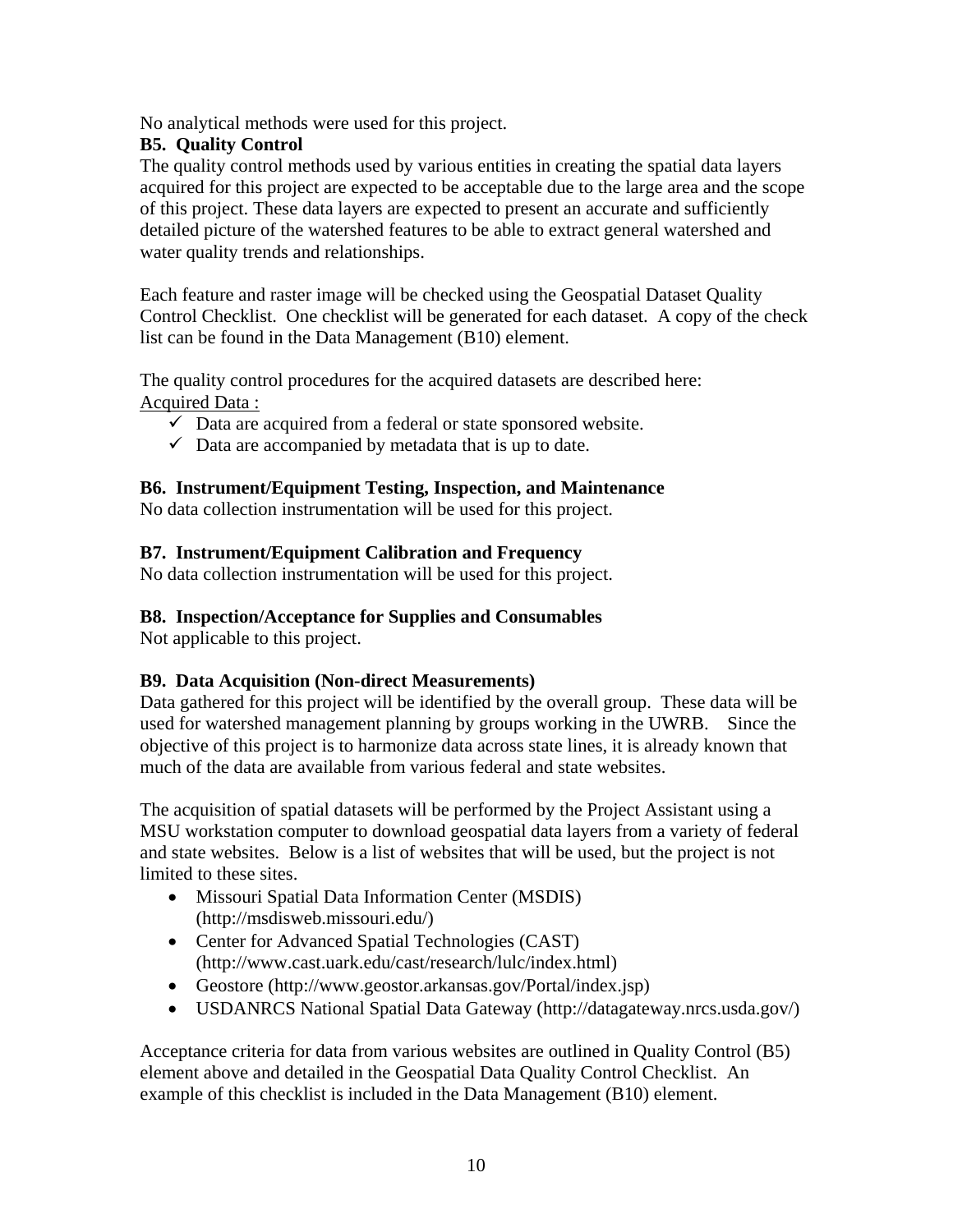No analytical methods were used for this project.

**B5. Quality Control**

The quality control methods used by various entities in creating the spatial data layers acquired for this project are expected to be acceptable due to the large area and the scope of this project. These data layers are expected to present an accurate and sufficiently detailed picture of the watershed features to be able to extract general watershed and water quality trends and relationships.

Each feature and raster image will be checked using the Geospatial Dataset Quality Control Checklist. One checklist will be generated for each dataset. A copy of the check list can be found in the Data Management (B10) element.

The quality control procedures for the acquired datasets are described here:

<u>Acquired Data :</u>

- ✓ Data are acquired from a federal or state sponsored website.
- ✓ Data are accompanied by metadata that is up to date.

**B6. Instrument/Equipment Testing, Inspection, and Maintenance**

No data collection instrumentation will be used for this project.

**B7. Instrument/Equipment Calibration and Frequency**

No data collection instrumentation will be used for this project.

**B8. Inspection/Acceptance for Supplies and Consumables**

Not applicable to this project.

**B9. Data Acquisition (Non-direct Measurements)**

Data gathered for this project will be identified by the overall group. These data will be used for watershed management planning by groups working in the UWRB. Since the objective of this project is to harmonize data across state lines, it is already known that much of the data are available from various federal and state websites.

The acquisition of spatial datasets will be performed by the Project Assistant using a MSU workstation computer to download geospatial data layers from a variety of federal and state websites. Below is a list of websites that will be used, but the project is not limited to these sites.

- Missouri Spatial Data Information Center (MSDIS) (http://msdisweb.missouri.edu/)
- Center for Advanced Spatial Technologies (CAST) (http://www.cast.uark.edu/cast/research/lulc/index.html)
- Geostore (http://www.geostor.arkansas.gov/Portal/index.jsp)
- USDANRCS National Spatial Data Gateway (http://datagateway.nrcs.usda.gov/)

Acceptance criteria for data from various websites are outlined in Quality Control (B5) element above and detailed in the Geospatial Data Quality Control Checklist. An example of this checklist is included in the Data Management (B10) element.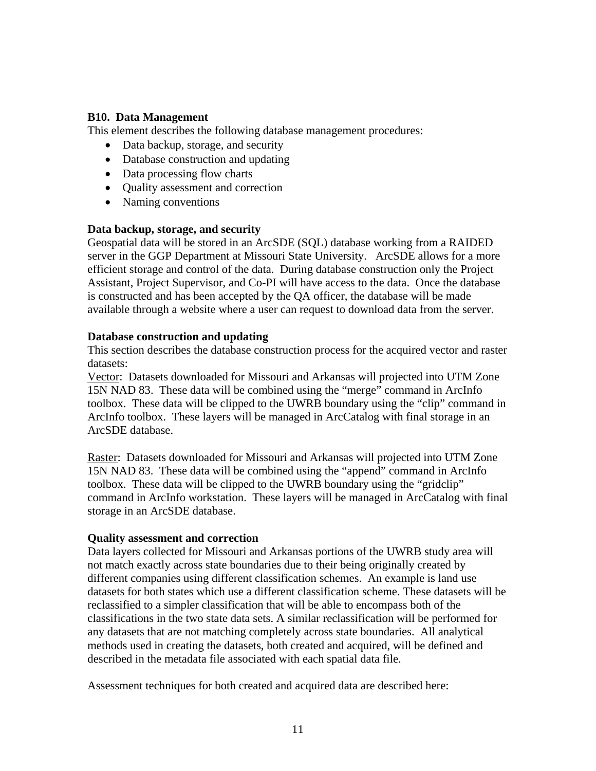### B10. Data Management

This element describes the following database management procedures:

- Data backup, storage, and security
- Database construction and updating
- Data processing flow charts
- Quality assessment and correction
- Naming conventions

**Data backup, storage, and security**

Geospatial data will be stored in an ArcSDE (SQL) database working from a RAIDED server in the GGP Department at Missouri State University. ArcSDE allows for a more efficient storage and control of the data. During database construction only the Project Assistant, Project Supervisor, and Co-PI will have access to the data. Once the database is constructed and has been accepted by the QA officer, the database will be made available through a website where a user can request to download data from the server.

**Database construction and updating**

This section describes the database construction process for the acquired vector and raster datasets:

Vector: Datasets downloaded for Missouri and Arkansas will projected into UTM Zone 15N NAD 83. These data will be combined using the "merge" command in ArcInfo toolbox. These data will be clipped to the UWRB boundary using the "clip" command in ArcInfo toolbox. These layers will be managed in ArcCatalog with final storage in an ArcSDE database.

Raster: Datasets downloaded for Missouri and Arkansas will projected into UTM Zone 15N NAD 83. These data will be combined using the "append" command in ArcInfo toolbox. These data will be clipped to the UWRB boundary using the "gridclip" command in ArcInfo workstation. These layers will be managed in ArcCatalog with final storage in an ArcSDE database.

**Quality assessment and correction**

Data layers collected for Missouri and Arkansas portions of the UWRB study area will not match exactly across state boundaries due to their being originally created by different companies using different classification schemes. An example is land use datasets for both states which use a different classification scheme. These datasets will be reclassified to a simpler classification that will be able to encompass both of the classifications in the two state data sets. A similar reclassification will be performed for any datasets that are not matching completely across state boundaries. All analytical methods used in creating the datasets, both created and acquired, will be defined and described in the metadata file associated with each spatial data file.

Assessment techniques for both created and acquired data are described here: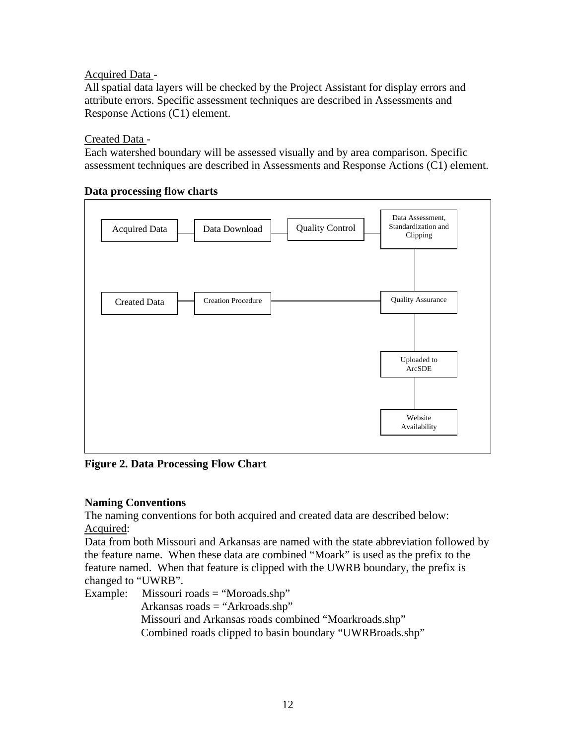Acquired Data -
All spatial data layers will be checked by the Project Assistant for display errors and attribute errors. Specific assessment techniques are described in Assessments and Response Actions (C1) element.

Created Data -
Each watershed boundary will be assessed visually and by area comparison. Specific assessment techniques are described in Assessments and Response Actions (C1) element.

**Data processing flow charts**

Acquired Data — Data Download — Quality Control — Data Assessment, Standardization and Clipping

Created Data — Creation Procedure — Quality Assurance

Quality Assurance — Uploaded to ArcSDE — Website Availability

**Figure 2. Data Processing Flow Chart**

**Naming Conventions**
The naming conventions for both acquired and created data are described below:
Acquired:
Data from both Missouri and Arkansas are named with the state abbreviation followed by the feature name. When these data are combined "Moark" is used as the prefix to the feature named. When that feature is clipped with the UWRB boundary, the prefix is changed to "UWRB".

Example: Missouri roads = "Moroads.shp"
Arkansas roads = "Arkroads.shp"
Missouri and Arkansas roads combined "Moarkroads.shp"
Combined roads clipped to basin boundary "UWRBroads.shp"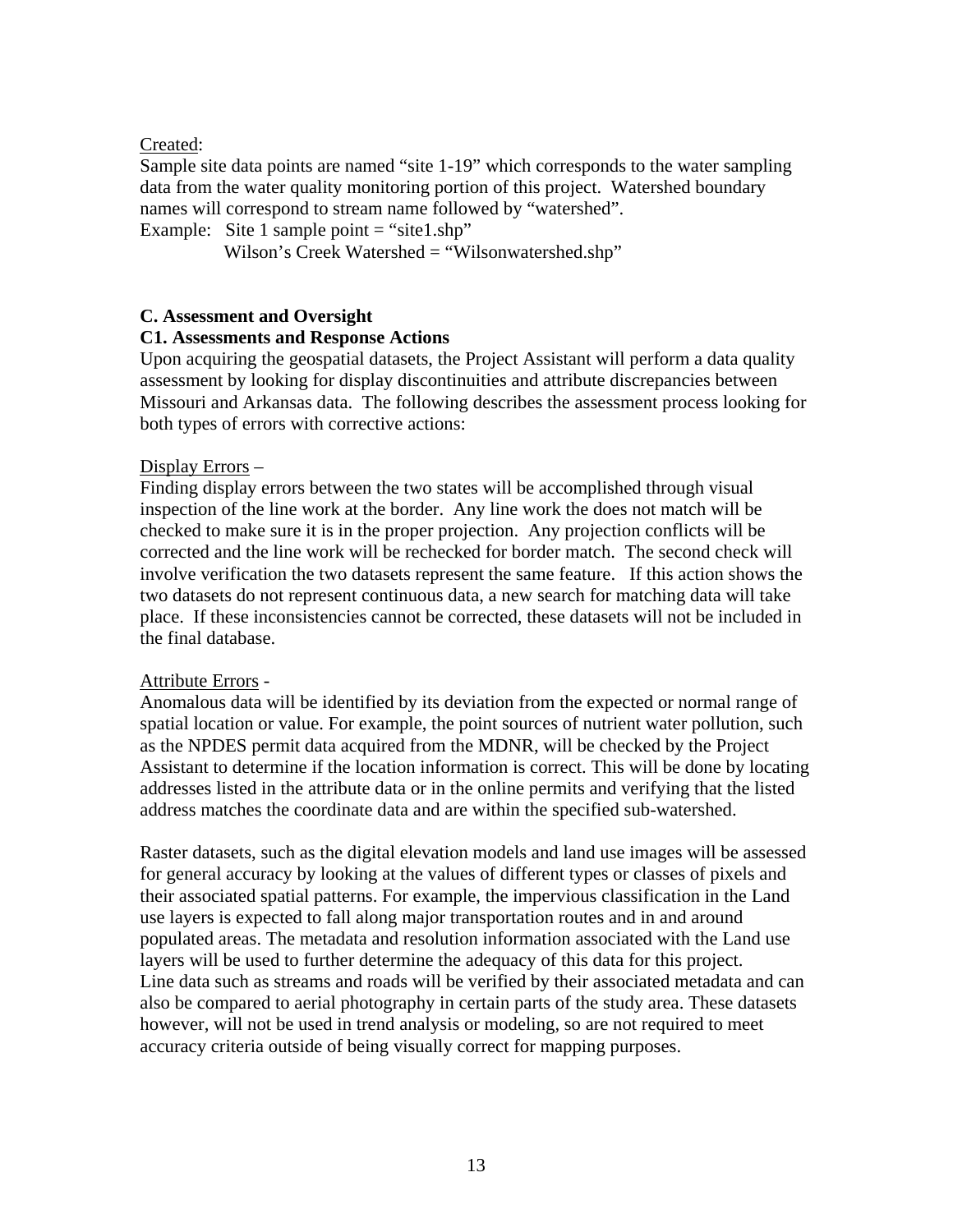<u>Created</u>:
Sample site data points are named "site 1-19" which corresponds to the water sampling data from the water quality monitoring portion of this project. Watershed boundary names will correspond to stream name followed by "watershed".

Example: Site 1 sample point = "site1.shp"
Wilson's Creek Watershed = "Wilsonwatershed.shp"

**C. Assessment and Oversight**

**C1. Assessments and Response Actions**

Upon acquiring the geospatial datasets, the Project Assistant will perform a data quality assessment by looking for display discontinuities and attribute discrepancies between Missouri and Arkansas data. The following describes the assessment process looking for both types of errors with corrective actions:

<u>Display Errors</u> –
Finding display errors between the two states will be accomplished through visual inspection of the line work at the border. Any line work the does not match will be checked to make sure it is in the proper projection. Any projection conflicts will be corrected and the line work will be rechecked for border match. The second check will involve verification the two datasets represent the same feature. If this action shows the two datasets do not represent continuous data, a new search for matching data will take place. If these inconsistencies cannot be corrected, these datasets will not be included in the final database.

<u>Attribute Errors</u> -
Anomalous data will be identified by its deviation from the expected or normal range of spatial location or value. For example, the point sources of nutrient water pollution, such as the NPDES permit data acquired from the MDNR, will be checked by the Project Assistant to determine if the location information is correct. This will be done by locating addresses listed in the attribute data or in the online permits and verifying that the listed address matches the coordinate data and are within the specified sub-watershed.

Raster datasets, such as the digital elevation models and land use images will be assessed for general accuracy by looking at the values of different types or classes of pixels and their associated spatial patterns. For example, the impervious classification in the Land use layers is expected to fall along major transportation routes and in and around populated areas. The metadata and resolution information associated with the Land use layers will be used to further determine the adequacy of this data for this project.
Line data such as streams and roads will be verified by their associated metadata and can also be compared to aerial photography in certain parts of the study area. These datasets however, will not be used in trend analysis or modeling, so are not required to meet accuracy criteria outside of being visually correct for mapping purposes.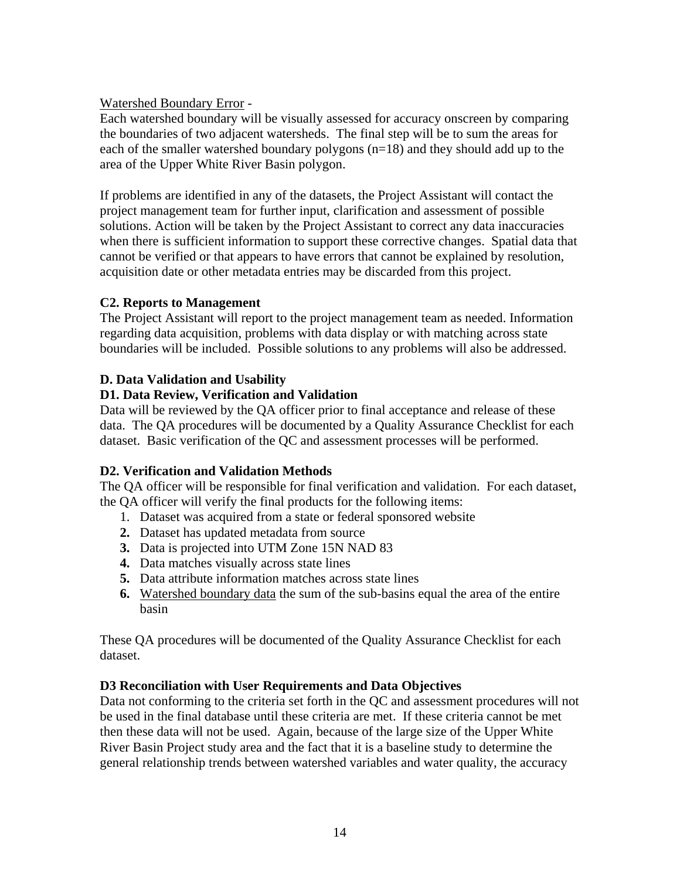Watershed Boundary Error -
Each watershed boundary will be visually assessed for accuracy onscreen by comparing the boundaries of two adjacent watersheds. The final step will be to sum the areas for each of the smaller watershed boundary polygons (n=18) and they should add up to the area of the Upper White River Basin polygon.

If problems are identified in any of the datasets, the Project Assistant will contact the project management team for further input, clarification and assessment of possible solutions. Action will be taken by the Project Assistant to correct any data inaccuracies when there is sufficient information to support these corrective changes. Spatial data that cannot be verified or that appears to have errors that cannot be explained by resolution, acquisition date or other metadata entries may be discarded from this project.

### C2. Reports to Management

The Project Assistant will report to the project management team as needed. Information regarding data acquisition, problems with data display or with matching across state boundaries will be included. Possible solutions to any problems will also be addressed.

## D. Data Validation and Usability

### D1. Data Review, Verification and Validation

Data will be reviewed by the QA officer prior to final acceptance and release of these data. The QA procedures will be documented by a Quality Assurance Checklist for each dataset. Basic verification of the QC and assessment processes will be performed.

### D2. Verification and Validation Methods

The QA officer will be responsible for final verification and validation. For each dataset, the QA officer will verify the final products for the following items:

1. Dataset was acquired from a state or federal sponsored website
2. Dataset has updated metadata from source
3. Data is projected into UTM Zone 15N NAD 83
4. Data matches visually across state lines
5. Data attribute information matches across state lines
6. Watershed boundary data the sum of the sub-basins equal the area of the entire basin

These QA procedures will be documented of the Quality Assurance Checklist for each dataset.

### D3 Reconciliation with User Requirements and Data Objectives

Data not conforming to the criteria set forth in the QC and assessment procedures will not be used in the final database until these criteria are met. If these criteria cannot be met then these data will not be used. Again, because of the large size of the Upper White River Basin Project study area and the fact that it is a baseline study to determine the general relationship trends between watershed variables and water quality, the accuracy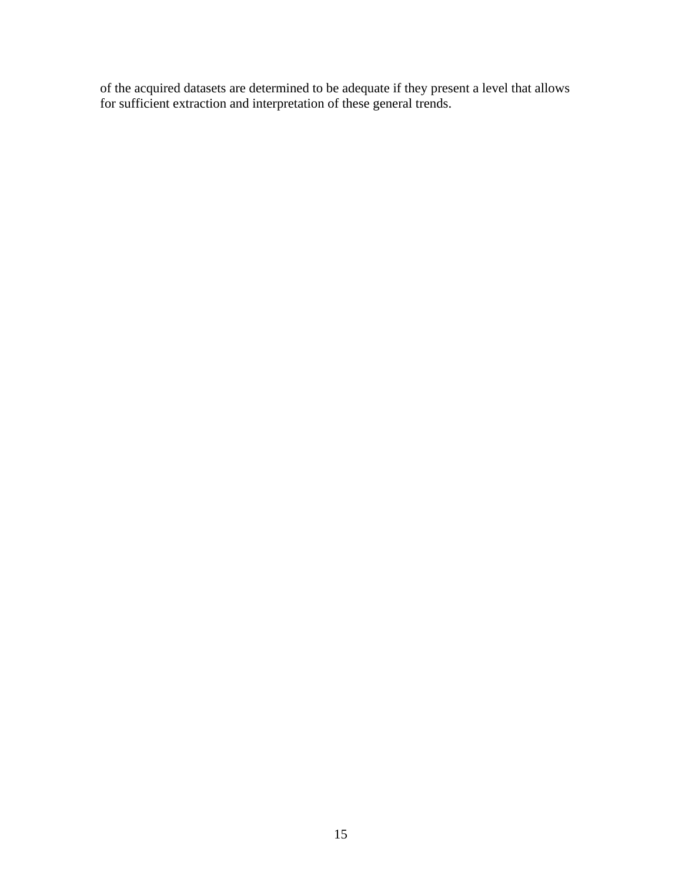of the acquired datasets are determined to be adequate if they present a level that allows for sufficient extraction and interpretation of these general trends.